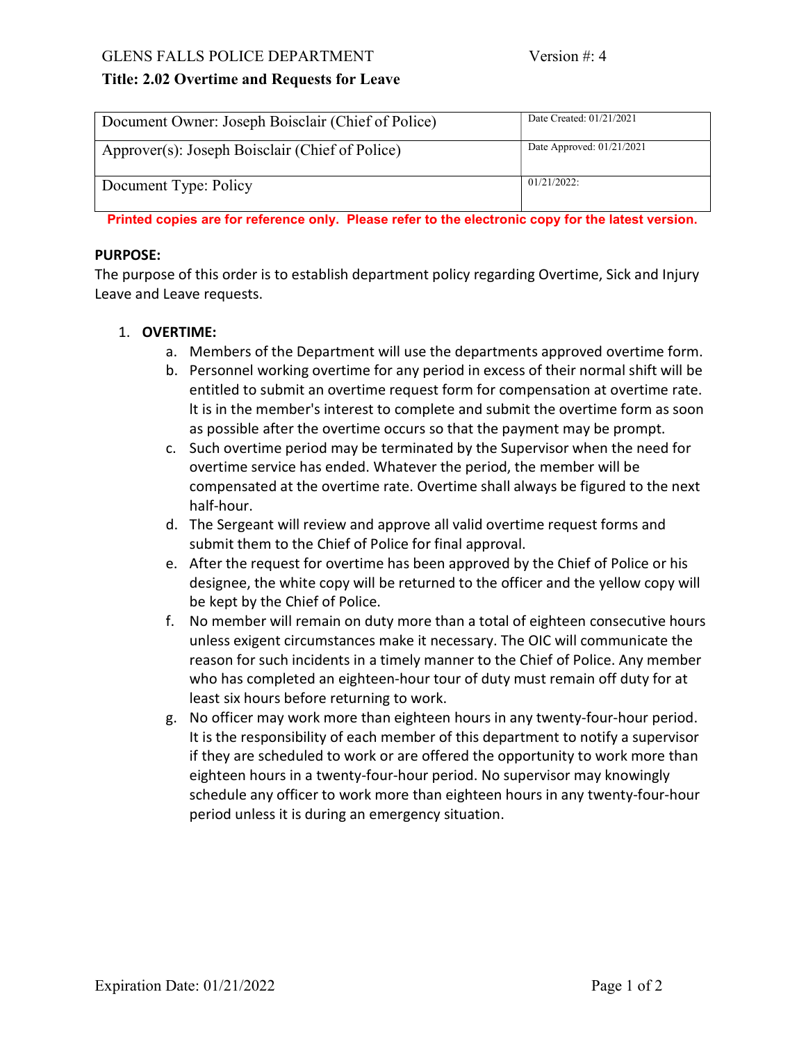GLENS FALLS POLICE DEPARTMENT Version #: 4

**Title: 2.02 Overtime and Requests for Leave**

| Document Owner: Joseph Boisclair (Chief of Police) | Date Created: 01/21/2021 |
|---|---|
| Approver(s): Joseph Boisclair (Chief of Police) | Date Approved: 01/21/2021 |
| Document Type: Policy | 01/21/2022: |

**Printed copies are for reference only. Please refer to the electronic copy for the latest version.**

**PURPOSE:**

The purpose of this order is to establish department policy regarding Overtime, Sick and Injury Leave and Leave requests.

1. **OVERTIME:**
    a. Members of the Department will use the departments approved overtime form.
    b. Personnel working overtime for any period in excess of their normal shift will be entitled to submit an overtime request form for compensation at overtime rate. It is in the member's interest to complete and submit the overtime form as soon as possible after the overtime occurs so that the payment may be prompt.
    c. Such overtime period may be terminated by the Supervisor when the need for overtime service has ended. Whatever the period, the member will be compensated at the overtime rate. Overtime shall always be figured to the next half-hour.
    d. The Sergeant will review and approve all valid overtime request forms and submit them to the Chief of Police for final approval.
    e. After the request for overtime has been approved by the Chief of Police or his designee, the white copy will be returned to the officer and the yellow copy will be kept by the Chief of Police.
    f. No member will remain on duty more than a total of eighteen consecutive hours unless exigent circumstances make it necessary. The OIC will communicate the reason for such incidents in a timely manner to the Chief of Police. Any member who has completed an eighteen-hour tour of duty must remain off duty for at least six hours before returning to work.
    g. No officer may work more than eighteen hours in any twenty-four-hour period. It is the responsibility of each member of this department to notify a supervisor if they are scheduled to work or are offered the opportunity to work more than eighteen hours in a twenty-four-hour period. No supervisor may knowingly schedule any officer to work more than eighteen hours in any twenty-four-hour period unless it is during an emergency situation.

Expiration Date: 01/21/2022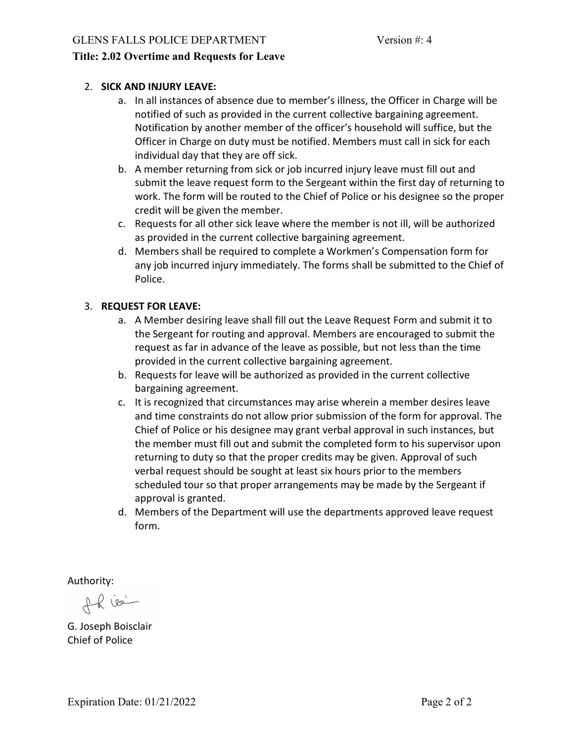2. **SICK AND INJURY LEAVE:**
   a. In all instances of absence due to member's illness, the Officer in Charge will be notified of such as provided in the current collective bargaining agreement. Notification by another member of the officer's household will suffice, but the Officer in Charge on duty must be notified. Members must call in sick for each individual day that they are off sick.
   b. A member returning from sick or job incurred injury leave must fill out and submit the leave request form to the Sergeant within the first day of returning to work. The form will be routed to the Chief of Police or his designee so the proper credit will be given the member.
   c. Requests for all other sick leave where the member is not ill, will be authorized as provided in the current collective bargaining agreement.
   d. Members shall be required to complete a Workmen's Compensation form for any job incurred injury immediately. The forms shall be submitted to the Chief of Police.

3. **REQUEST FOR LEAVE:**
   a. A Member desiring leave shall fill out the Leave Request Form and submit it to the Sergeant for routing and approval. Members are encouraged to submit the request as far in advance of the leave as possible, but not less than the time provided in the current collective bargaining agreement.
   b. Requests for leave will be authorized as provided in the current collective bargaining agreement.
   c. It is recognized that circumstances may arise wherein a member desires leave and time constraints do not allow prior submission of the form for approval. The Chief of Police or his designee may grant verbal approval in such instances, but the member must fill out and submit the completed form to his supervisor upon returning to duty so that the proper credits may be given. Approval of such verbal request should be sought at least six hours prior to the members scheduled tour so that proper arrangements may be made by the Sergeant if approval is granted.
   d. Members of the Department will use the departments approved leave request form.

Authority:

G. Joseph Boisclair
Chief of Police

Expiration Date: 01/21/2022